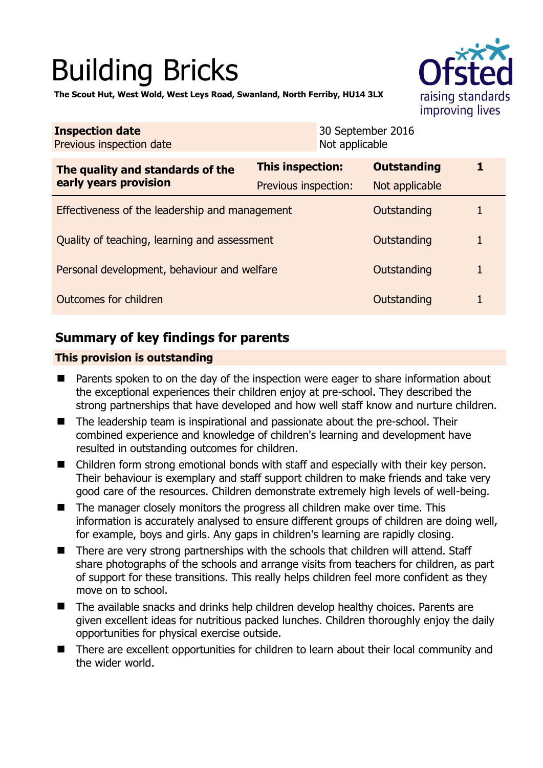# Building Bricks

**The Scout Hut, West Wold, West Leys Road, Swanland, North Ferriby, HU14 3LX**

| **Inspection date** | 30 September 2016 |
| --- | --- |
| Previous inspection date | Not applicable |

| **The quality and standards of the early years provision** | **This inspection:** | **Outstanding** | **1** |
| --- | --- | --- | --- |
| | Previous inspection: | Not applicable | |
| Effectiveness of the leadership and management | | Outstanding | 1 |
| Quality of teaching, learning and assessment | | Outstanding | 1 |
| Personal development, behaviour and welfare | | Outstanding | 1 |
| Outcomes for children | | Outstanding | 1 |

## Summary of key findings for parents

**This provision is outstanding**

- Parents spoken to on the day of the inspection were eager to share information about the exceptional experiences their children enjoy at pre-school. They described the strong partnerships that have developed and how well staff know and nurture children.
- The leadership team is inspirational and passionate about the pre-school. Their combined experience and knowledge of children's learning and development have resulted in outstanding outcomes for children.
- Children form strong emotional bonds with staff and especially with their key person. Their behaviour is exemplary and staff support children to make friends and take very good care of the resources. Children demonstrate extremely high levels of well-being.
- The manager closely monitors the progress all children make over time. This information is accurately analysed to ensure different groups of children are doing well, for example, boys and girls. Any gaps in children's learning are rapidly closing.
- There are very strong partnerships with the schools that children will attend. Staff share photographs of the schools and arrange visits from teachers for children, as part of support for these transitions. This really helps children feel more confident as they move on to school.
- The available snacks and drinks help children develop healthy choices. Parents are given excellent ideas for nutritious packed lunches. Children thoroughly enjoy the daily opportunities for physical exercise outside.
- There are excellent opportunities for children to learn about their local community and the wider world.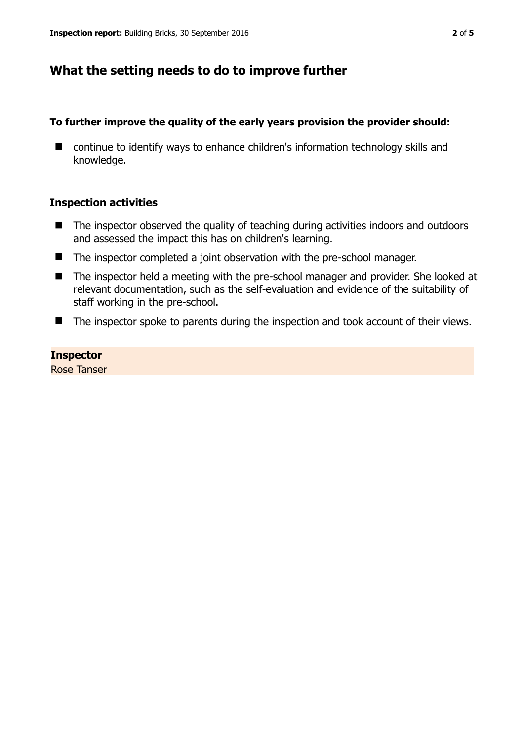## What the setting needs to do to improve further

**To further improve the quality of the early years provision the provider should:**

- continue to identify ways to enhance children's information technology skills and knowledge.

### Inspection activities

- The inspector observed the quality of teaching during activities indoors and outdoors and assessed the impact this has on children's learning.
- The inspector completed a joint observation with the pre-school manager.
- The inspector held a meeting with the pre-school manager and provider. She looked at relevant documentation, such as the self-evaluation and evidence of the suitability of staff working in the pre-school.
- The inspector spoke to parents during the inspection and took account of their views.

**Inspector**
Rose Tanser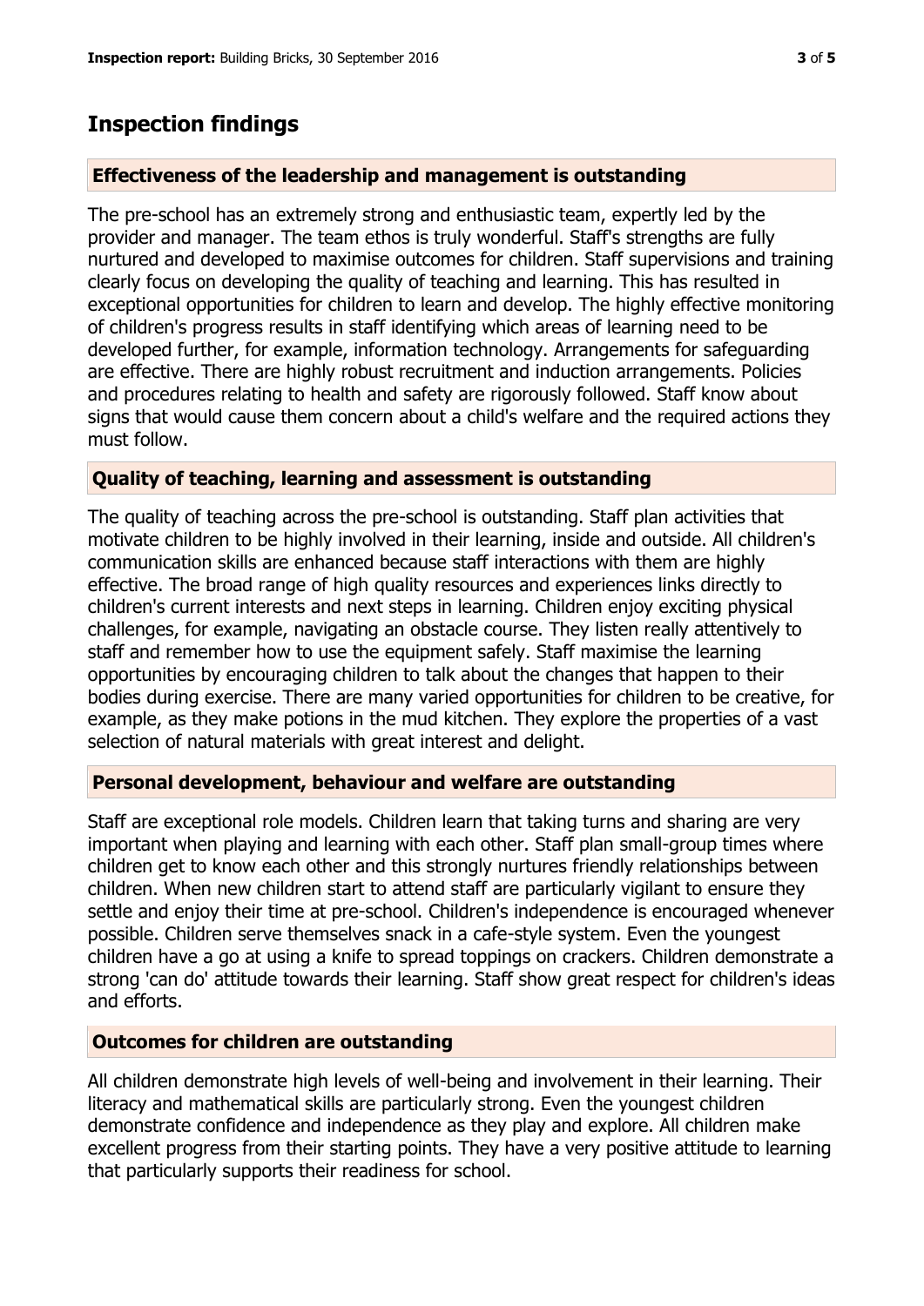## Inspection findings

### Effectiveness of the leadership and management is outstanding

The pre-school has an extremely strong and enthusiastic team, expertly led by the provider and manager. The team ethos is truly wonderful. Staff's strengths are fully nurtured and developed to maximise outcomes for children. Staff supervisions and training clearly focus on developing the quality of teaching and learning. This has resulted in exceptional opportunities for children to learn and develop. The highly effective monitoring of children's progress results in staff identifying which areas of learning need to be developed further, for example, information technology. Arrangements for safeguarding are effective. There are highly robust recruitment and induction arrangements. Policies and procedures relating to health and safety are rigorously followed. Staff know about signs that would cause them concern about a child's welfare and the required actions they must follow.

### Quality of teaching, learning and assessment is outstanding

The quality of teaching across the pre-school is outstanding. Staff plan activities that motivate children to be highly involved in their learning, inside and outside. All children's communication skills are enhanced because staff interactions with them are highly effective. The broad range of high quality resources and experiences links directly to children's current interests and next steps in learning. Children enjoy exciting physical challenges, for example, navigating an obstacle course. They listen really attentively to staff and remember how to use the equipment safely. Staff maximise the learning opportunities by encouraging children to talk about the changes that happen to their bodies during exercise. There are many varied opportunities for children to be creative, for example, as they make potions in the mud kitchen. They explore the properties of a vast selection of natural materials with great interest and delight.

### Personal development, behaviour and welfare are outstanding

Staff are exceptional role models. Children learn that taking turns and sharing are very important when playing and learning with each other. Staff plan small-group times where children get to know each other and this strongly nurtures friendly relationships between children. When new children start to attend staff are particularly vigilant to ensure they settle and enjoy their time at pre-school. Children's independence is encouraged whenever possible. Children serve themselves snack in a cafe-style system. Even the youngest children have a go at using a knife to spread toppings on crackers. Children demonstrate a strong 'can do' attitude towards their learning. Staff show great respect for children's ideas and efforts.

### Outcomes for children are outstanding

All children demonstrate high levels of well-being and involvement in their learning. Their literacy and mathematical skills are particularly strong. Even the youngest children demonstrate confidence and independence as they play and explore. All children make excellent progress from their starting points. They have a very positive attitude to learning that particularly supports their readiness for school.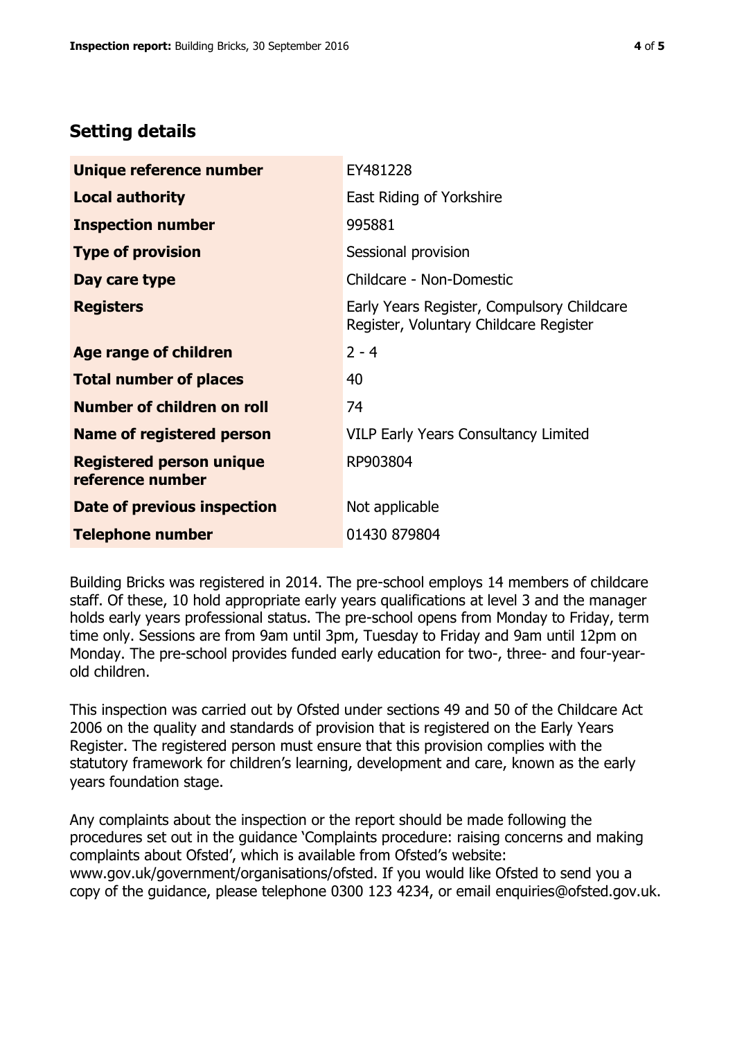## Setting details

| | |
|---|---|
| **Unique reference number** | EY481228 |
| **Local authority** | East Riding of Yorkshire |
| **Inspection number** | 995881 |
| **Type of provision** | Sessional provision |
| **Day care type** | Childcare - Non-Domestic |
| **Registers** | Early Years Register, Compulsory Childcare Register, Voluntary Childcare Register |
| **Age range of children** | 2 - 4 |
| **Total number of places** | 40 |
| **Number of children on roll** | 74 |
| **Name of registered person** | VILP Early Years Consultancy Limited |
| **Registered person unique reference number** | RP903804 |
| **Date of previous inspection** | Not applicable |
| **Telephone number** | 01430 879804 |

Building Bricks was registered in 2014. The pre-school employs 14 members of childcare staff. Of these, 10 hold appropriate early years qualifications at level 3 and the manager holds early years professional status. The pre-school opens from Monday to Friday, term time only. Sessions are from 9am until 3pm, Tuesday to Friday and 9am until 12pm on Monday. The pre-school provides funded early education for two-, three- and four-year-old children.

This inspection was carried out by Ofsted under sections 49 and 50 of the Childcare Act 2006 on the quality and standards of provision that is registered on the Early Years Register. The registered person must ensure that this provision complies with the statutory framework for children's learning, development and care, known as the early years foundation stage.

Any complaints about the inspection or the report should be made following the procedures set out in the guidance 'Complaints procedure: raising concerns and making complaints about Ofsted', which is available from Ofsted's website: www.gov.uk/government/organisations/ofsted. If you would like Ofsted to send you a copy of the guidance, please telephone 0300 123 4234, or email enquiries@ofsted.gov.uk.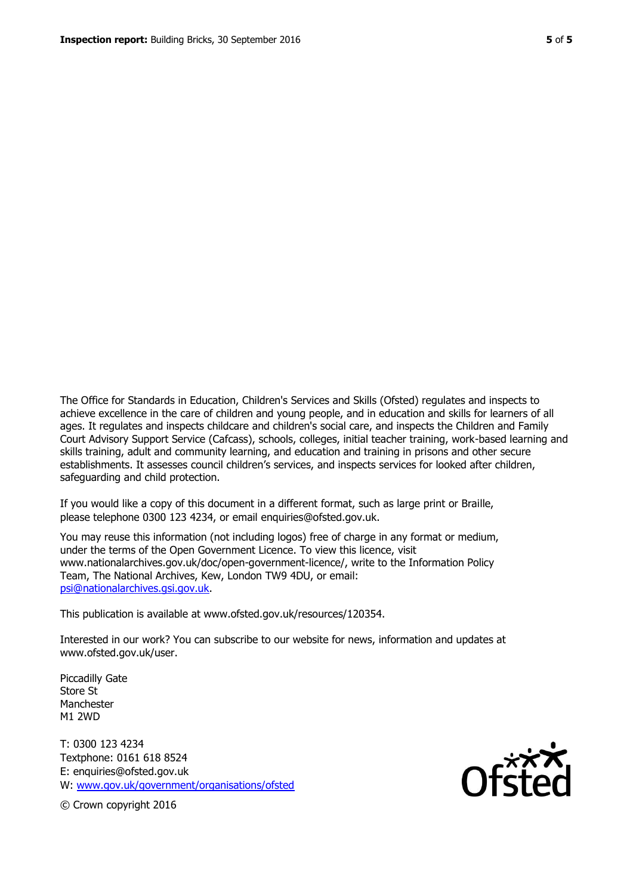The Office for Standards in Education, Children's Services and Skills (Ofsted) regulates and inspects to achieve excellence in the care of children and young people, and in education and skills for learners of all ages. It regulates and inspects childcare and children's social care, and inspects the Children and Family Court Advisory Support Service (Cafcass), schools, colleges, initial teacher training, work-based learning and skills training, adult and community learning, and education and training in prisons and other secure establishments. It assesses council children's services, and inspects services for looked after children, safeguarding and child protection.

If you would like a copy of this document in a different format, such as large print or Braille, please telephone 0300 123 4234, or email enquiries@ofsted.gov.uk.

You may reuse this information (not including logos) free of charge in any format or medium, under the terms of the Open Government Licence. To view this licence, visit www.nationalarchives.gov.uk/doc/open-government-licence/, write to the Information Policy Team, The National Archives, Kew, London TW9 4DU, or email: psi@nationalarchives.gsi.gov.uk.

This publication is available at www.ofsted.gov.uk/resources/120354.

Interested in our work? You can subscribe to our website for news, information and updates at www.ofsted.gov.uk/user.

Piccadilly Gate
Store St
Manchester
M1 2WD

T: 0300 123 4234
Textphone: 0161 618 8524
E: enquiries@ofsted.gov.uk
W: www.gov.uk/government/organisations/ofsted

© Crown copyright 2016